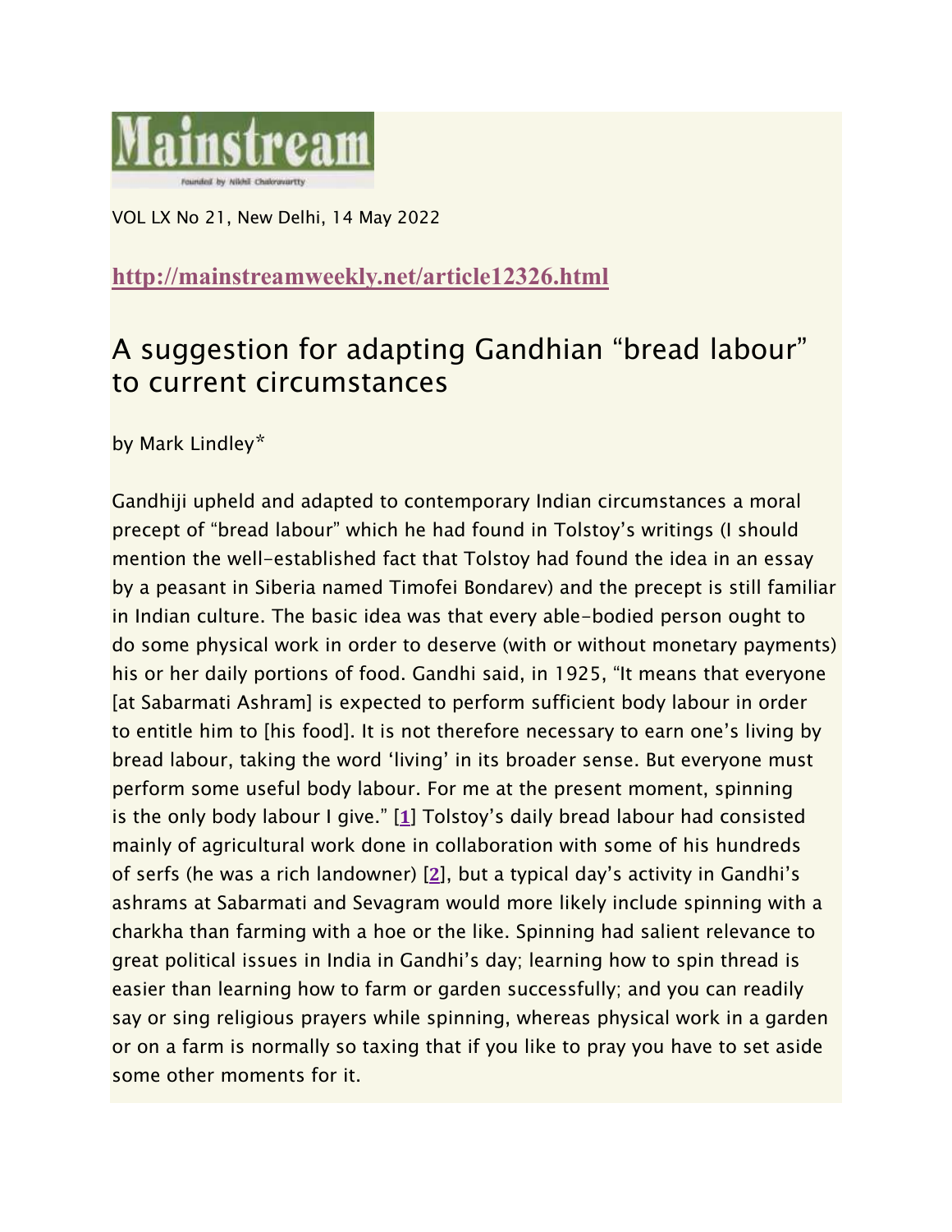Mainstream

VOL LX No 21, New Delhi, 14 May 2022

**http://mainstreamweekly.net/article12326.html**

# A suggestion for adapting Gandhian "bread labour" to current circumstances

by Mark Lindley*

Gandhiji upheld and adapted to contemporary Indian circumstances a moral precept of "bread labour" which he had found in Tolstoy's writings (I should mention the well-established fact that Tolstoy had found the idea in an essay by a peasant in Siberia named Timofei Bondarev) and the precept is still familiar in Indian culture. The basic idea was that every able-bodied person ought to do some physical work in order to deserve (with or without monetary payments) his or her daily portions of food. Gandhi said, in 1925, "It means that everyone [at Sabarmati Ashram] is expected to perform sufficient body labour in order to entitle him to [his food]. It is not therefore necessary to earn one's living by bread labour, taking the word 'living' in its broader sense. But everyone must perform some useful body labour. For me at the present moment, spinning is the only body labour I give." [1] Tolstoy's daily bread labour had consisted mainly of agricultural work done in collaboration with some of his hundreds of serfs (he was a rich landowner) [2], but a typical day's activity in Gandhi's ashrams at Sabarmati and Sevagram would more likely include spinning with a charkha than farming with a hoe or the like. Spinning had salient relevance to great political issues in India in Gandhi's day; learning how to spin thread is easier than learning how to farm or garden successfully; and you can readily say or sing religious prayers while spinning, whereas physical work in a garden or on a farm is normally so taxing that if you like to pray you have to set aside some other moments for it.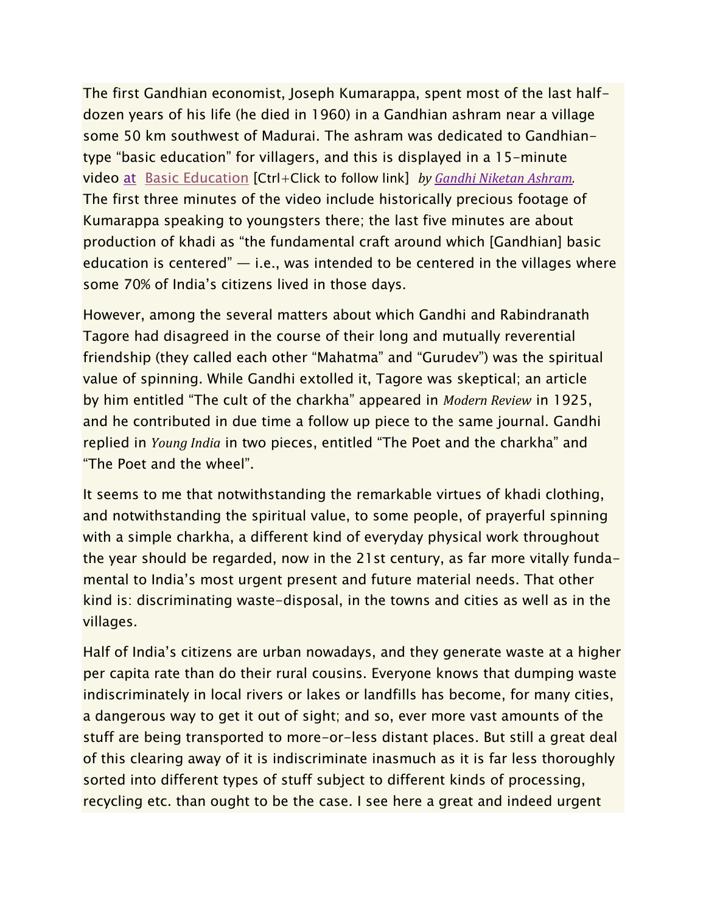The first Gandhian economist, Joseph Kumarappa, spent most of the last half-dozen years of his life (he died in 1960) in a Gandhian ashram near a village some 50 km southwest of Madurai. The ashram was dedicated to Gandhian-type “basic education” for villagers, and this is displayed in a 15-minute video at Basic Education [Ctrl+Click to follow link] *by Gandhi Niketan Ashram.* The first three minutes of the video include historically precious footage of Kumarappa speaking to youngsters there; the last five minutes are about production of khadi as “the fundamental craft around which [Gandhian] basic education is centered” — i.e., was intended to be centered in the villages where some 70% of India’s citizens lived in those days.

However, among the several matters about which Gandhi and Rabindranath Tagore had disagreed in the course of their long and mutually reverential friendship (they called each other “Mahatma” and “Gurudev”) was the spiritual value of spinning. While Gandhi extolled it, Tagore was skeptical; an article by him entitled “The cult of the charkha” appeared in *Modern Review* in 1925, and he contributed in due time a follow up piece to the same journal. Gandhi replied in *Young India* in two pieces, entitled “The Poet and the charkha” and “The Poet and the wheel”.

It seems to me that notwithstanding the remarkable virtues of khadi clothing, and notwithstanding the spiritual value, to some people, of prayerful spinning with a simple charkha, a different kind of everyday physical work throughout the year should be regarded, now in the 21st century, as far more vitally fundamental to India’s most urgent present and future material needs. That other kind is: discriminating waste-disposal, in the towns and cities as well as in the villages.

Half of India’s citizens are urban nowadays, and they generate waste at a higher per capita rate than do their rural cousins. Everyone knows that dumping waste indiscriminately in local rivers or lakes or landfills has become, for many cities, a dangerous way to get it out of sight; and so, ever more vast amounts of the stuff are being transported to more-or-less distant places. But still a great deal of this clearing away of it is indiscriminate inasmuch as it is far less thoroughly sorted into different types of stuff subject to different kinds of processing, recycling etc. than ought to be the case. I see here a great and indeed urgent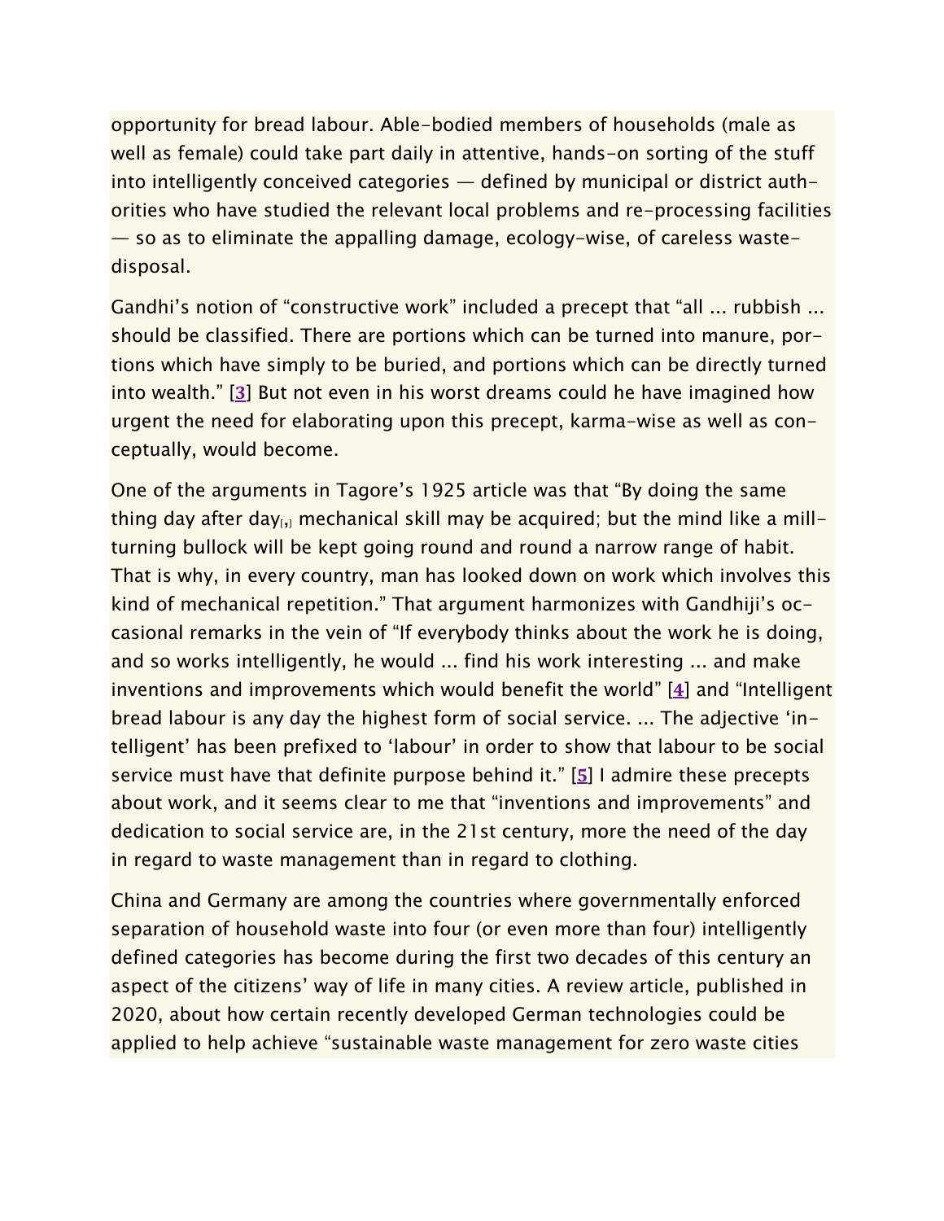opportunity for bread labour. Able-bodied members of households (male as well as female) could take part daily in attentive, hands-on sorting of the stuff into intelligently conceived categories — defined by municipal or district authorities who have studied the relevant local problems and re-processing facilities — so as to eliminate the appalling damage, ecology-wise, of careless waste-disposal.

Gandhi's notion of "constructive work" included a precept that "all ... rubbish ... should be classified. There are portions which can be turned into manure, portions which have simply to be buried, and portions which can be directly turned into wealth." [3] But not even in his worst dreams could he have imagined how urgent the need for elaborating upon this precept, karma-wise as well as conceptually, would become.

One of the arguments in Tagore's 1925 article was that "By doing the same thing day after day[,] mechanical skill may be acquired; but the mind like a mill-turning bullock will be kept going round and round a narrow range of habit. That is why, in every country, man has looked down on work which involves this kind of mechanical repetition." That argument harmonizes with Gandhiji's occasional remarks in the vein of "If everybody thinks about the work he is doing, and so works intelligently, he would ... find his work interesting ... and make inventions and improvements which would benefit the world" [4] and "Intelligent bread labour is any day the highest form of social service. ... The adjective 'intelligent' has been prefixed to 'labour' in order to show that labour to be social service must have that definite purpose behind it." [5] I admire these precepts about work, and it seems clear to me that "inventions and improvements" and dedication to social service are, in the 21st century, more the need of the day in regard to waste management than in regard to clothing.

China and Germany are among the countries where governmentally enforced separation of household waste into four (or even more than four) intelligently defined categories has become during the first two decades of this century an aspect of the citizens' way of life in many cities. A review article, published in 2020, about how certain recently developed German technologies could be applied to help achieve "sustainable waste management for zero waste cities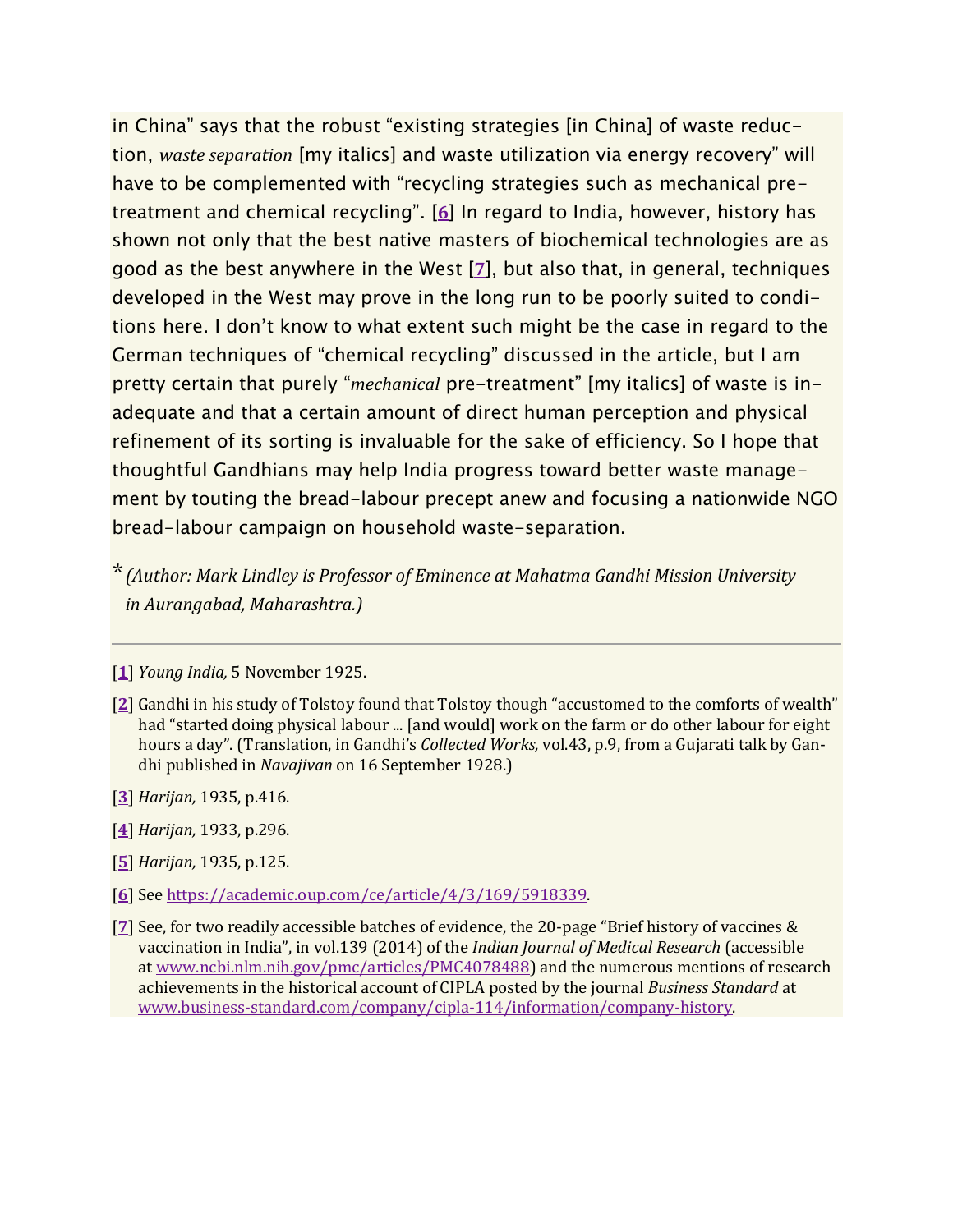in China" says that the robust "existing strategies [in China] of waste reduction, *waste separation* [my italics] and waste utilization via energy recovery" will have to be complemented with "recycling strategies such as mechanical pre-treatment and chemical recycling". [6] In regard to India, however, history has shown not only that the best native masters of biochemical technologies are as good as the best anywhere in the West [7], but also that, in general, techniques developed in the West may prove in the long run to be poorly suited to conditions here. I don't know to what extent such might be the case in regard to the German techniques of "chemical recycling" discussed in the article, but I am pretty certain that purely "*mechanical* pre-treatment" [my italics] of waste is inadequate and that a certain amount of direct human perception and physical refinement of its sorting is invaluable for the sake of efficiency. So I hope that thoughtful Gandhians may help India progress toward better waste management by touting the bread-labour precept anew and focusing a nationwide NGO bread-labour campaign on household waste-separation.

* *(Author: Mark Lindley is Professor of Eminence at Mahatma Gandhi Mission University in Aurangabad, Maharashtra.)*

---

[1] *Young India,* 5 November 1925.

[2] Gandhi in his study of Tolstoy found that Tolstoy though "accustomed to the comforts of wealth" had "started doing physical labour ... [and would] work on the farm or do other labour for eight hours a day". (Translation, in Gandhi's *Collected Works,* vol.43, p.9, from a Gujarati talk by Gandhi published in *Navajivan* on 16 September 1928.)

[3] *Harijan,* 1935, p.416.

[4] *Harijan,* 1933, p.296.

[5] *Harijan,* 1935, p.125.

[6] See https://academic.oup.com/ce/article/4/3/169/5918339.

[7] See, for two readily accessible batches of evidence, the 20-page "Brief history of vaccines & vaccination in India", in vol.139 (2014) of the *Indian Journal of Medical Research* (accessible at www.ncbi.nlm.nih.gov/pmc/articles/PMC4078488) and the numerous mentions of research achievements in the historical account of CIPLA posted by the journal *Business Standard* at www.business-standard.com/company/cipla-114/information/company-history.